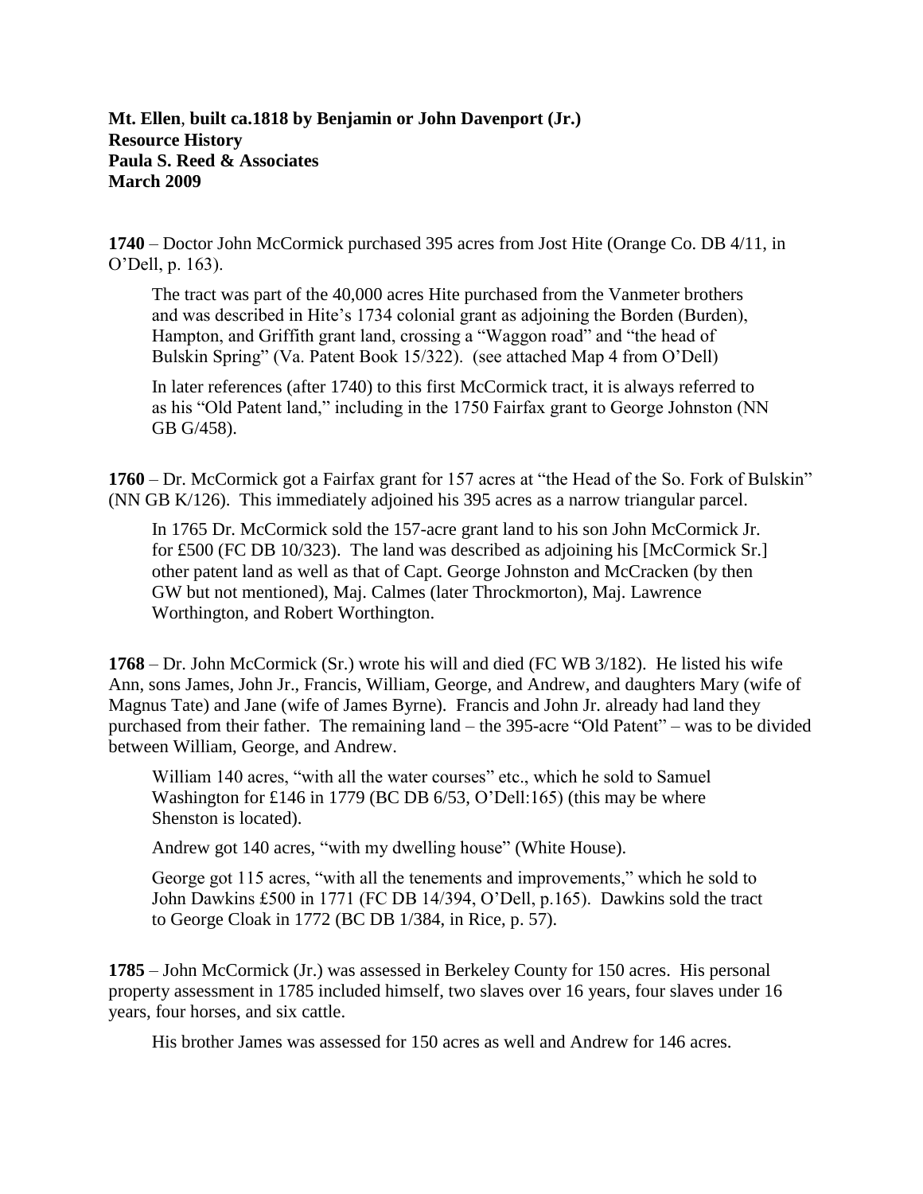**Mt. Ellen, built ca.1818 by Benjamin or John Davenport (Jr.)**
**Resource History**
**Paula S. Reed & Associates**
**March 2009**

**1740** – Doctor John McCormick purchased 395 acres from Jost Hite (Orange Co. DB 4/11, in O'Dell, p. 163).

> The tract was part of the 40,000 acres Hite purchased from the Vanmeter brothers and was described in Hite's 1734 colonial grant as adjoining the Borden (Burden), Hampton, and Griffith grant land, crossing a "Waggon road" and "the head of Bulskin Spring" (Va. Patent Book 15/322). (see attached Map 4 from O'Dell)
>
> In later references (after 1740) to this first McCormick tract, it is always referred to as his "Old Patent land," including in the 1750 Fairfax grant to George Johnston (NN GB G/458).

**1760** – Dr. McCormick got a Fairfax grant for 157 acres at "the Head of the So. Fork of Bulskin" (NN GB K/126). This immediately adjoined his 395 acres as a narrow triangular parcel.

> In 1765 Dr. McCormick sold the 157-acre grant land to his son John McCormick Jr. for £500 (FC DB 10/323). The land was described as adjoining his [McCormick Sr.] other patent land as well as that of Capt. George Johnston and McCracken (by then GW but not mentioned), Maj. Calmes (later Throckmorton), Maj. Lawrence Worthington, and Robert Worthington.

**1768** – Dr. John McCormick (Sr.) wrote his will and died (FC WB 3/182). He listed his wife Ann, sons James, John Jr., Francis, William, George, and Andrew, and daughters Mary (wife of Magnus Tate) and Jane (wife of James Byrne). Francis and John Jr. already had land they purchased from their father. The remaining land – the 395-acre "Old Patent" – was to be divided between William, George, and Andrew.

> William 140 acres, "with all the water courses" etc., which he sold to Samuel Washington for £146 in 1779 (BC DB 6/53, O'Dell:165) (this may be where Shenston is located).
>
> Andrew got 140 acres, "with my dwelling house" (White House).
>
> George got 115 acres, "with all the tenements and improvements," which he sold to John Dawkins £500 in 1771 (FC DB 14/394, O'Dell, p.165). Dawkins sold the tract to George Cloak in 1772 (BC DB 1/384, in Rice, p. 57).

**1785** – John McCormick (Jr.) was assessed in Berkeley County for 150 acres. His personal property assessment in 1785 included himself, two slaves over 16 years, four slaves under 16 years, four horses, and six cattle.

> His brother James was assessed for 150 acres as well and Andrew for 146 acres.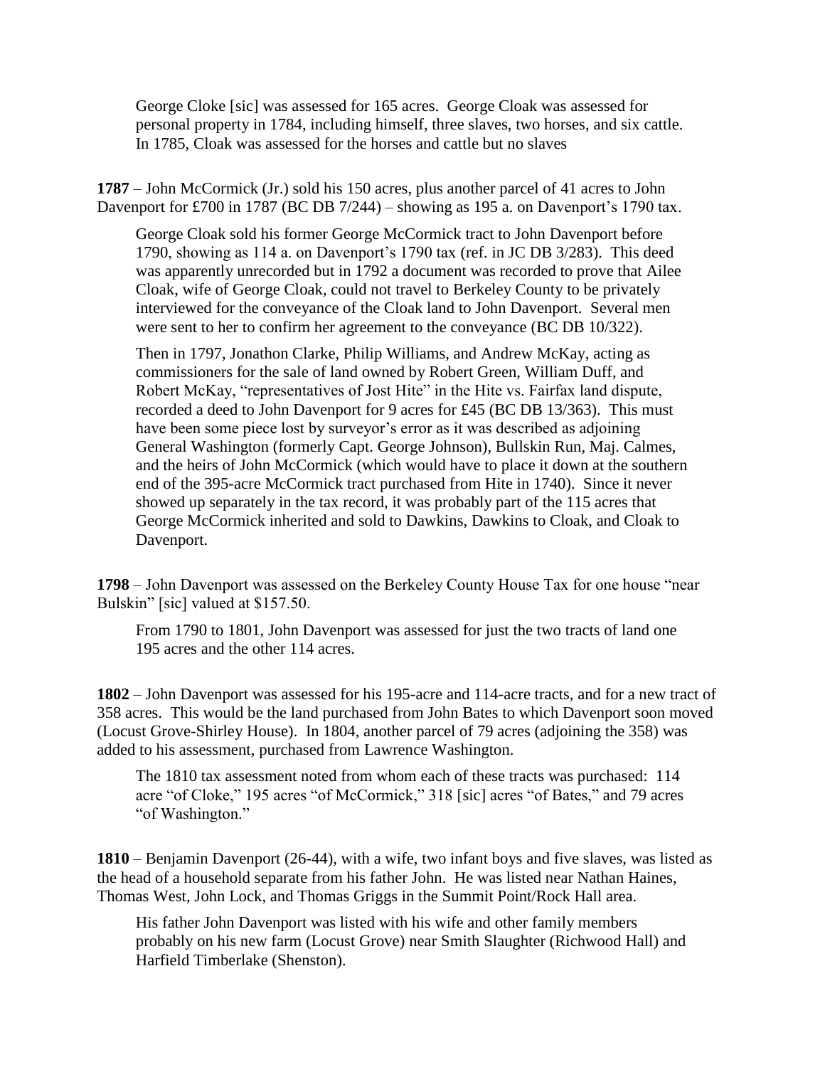George Cloke [sic] was assessed for 165 acres. George Cloak was assessed for personal property in 1784, including himself, three slaves, two horses, and six cattle. In 1785, Cloak was assessed for the horses and cattle but no slaves

**1787** – John McCormick (Jr.) sold his 150 acres, plus another parcel of 41 acres to John Davenport for £700 in 1787 (BC DB 7/244) – showing as 195 a. on Davenport's 1790 tax.

George Cloak sold his former George McCormick tract to John Davenport before 1790, showing as 114 a. on Davenport's 1790 tax (ref. in JC DB 3/283). This deed was apparently unrecorded but in 1792 a document was recorded to prove that Ailee Cloak, wife of George Cloak, could not travel to Berkeley County to be privately interviewed for the conveyance of the Cloak land to John Davenport. Several men were sent to her to confirm her agreement to the conveyance (BC DB 10/322).

Then in 1797, Jonathon Clarke, Philip Williams, and Andrew McKay, acting as commissioners for the sale of land owned by Robert Green, William Duff, and Robert McKay, "representatives of Jost Hite" in the Hite vs. Fairfax land dispute, recorded a deed to John Davenport for 9 acres for £45 (BC DB 13/363). This must have been some piece lost by surveyor's error as it was described as adjoining General Washington (formerly Capt. George Johnson), Bullskin Run, Maj. Calmes, and the heirs of John McCormick (which would have to place it down at the southern end of the 395-acre McCormick tract purchased from Hite in 1740). Since it never showed up separately in the tax record, it was probably part of the 115 acres that George McCormick inherited and sold to Dawkins, Dawkins to Cloak, and Cloak to Davenport.

**1798** – John Davenport was assessed on the Berkeley County House Tax for one house "near Bulskin" [sic] valued at $157.50.

From 1790 to 1801, John Davenport was assessed for just the two tracts of land one 195 acres and the other 114 acres.

**1802** – John Davenport was assessed for his 195-acre and 114-acre tracts, and for a new tract of 358 acres. This would be the land purchased from John Bates to which Davenport soon moved (Locust Grove-Shirley House). In 1804, another parcel of 79 acres (adjoining the 358) was added to his assessment, purchased from Lawrence Washington.

The 1810 tax assessment noted from whom each of these tracts was purchased: 114 acre "of Cloke," 195 acres "of McCormick," 318 [sic] acres "of Bates," and 79 acres "of Washington."

**1810** – Benjamin Davenport (26-44), with a wife, two infant boys and five slaves, was listed as the head of a household separate from his father John. He was listed near Nathan Haines, Thomas West, John Lock, and Thomas Griggs in the Summit Point/Rock Hall area.

His father John Davenport was listed with his wife and other family members probably on his new farm (Locust Grove) near Smith Slaughter (Richwood Hall) and Harfield Timberlake (Shenston).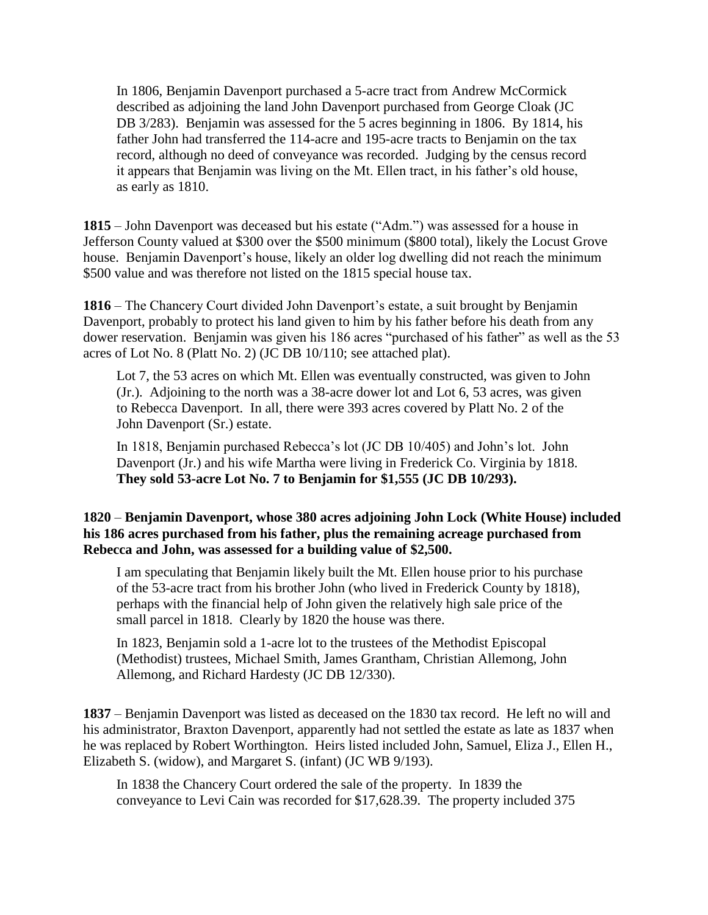In 1806, Benjamin Davenport purchased a 5-acre tract from Andrew McCormick described as adjoining the land John Davenport purchased from George Cloak (JC DB 3/283). Benjamin was assessed for the 5 acres beginning in 1806. By 1814, his father John had transferred the 114-acre and 195-acre tracts to Benjamin on the tax record, although no deed of conveyance was recorded. Judging by the census record it appears that Benjamin was living on the Mt. Ellen tract, in his father's old house, as early as 1810.

**1815** – John Davenport was deceased but his estate ("Adm.") was assessed for a house in Jefferson County valued at $300 over the $500 minimum ($800 total), likely the Locust Grove house. Benjamin Davenport's house, likely an older log dwelling did not reach the minimum $500 value and was therefore not listed on the 1815 special house tax.

**1816** – The Chancery Court divided John Davenport's estate, a suit brought by Benjamin Davenport, probably to protect his land given to him by his father before his death from any dower reservation. Benjamin was given his 186 acres "purchased of his father" as well as the 53 acres of Lot No. 8 (Platt No. 2) (JC DB 10/110; see attached plat).

Lot 7, the 53 acres on which Mt. Ellen was eventually constructed, was given to John (Jr.). Adjoining to the north was a 38-acre dower lot and Lot 6, 53 acres, was given to Rebecca Davenport. In all, there were 393 acres covered by Platt No. 2 of the John Davenport (Sr.) estate.

In 1818, Benjamin purchased Rebecca's lot (JC DB 10/405) and John's lot. John Davenport (Jr.) and his wife Martha were living in Frederick Co. Virginia by 1818. **They sold 53-acre Lot No. 7 to Benjamin for $1,555 (JC DB 10/293).**

**1820** – **Benjamin Davenport, whose 380 acres adjoining John Lock (White House) included his 186 acres purchased from his father, plus the remaining acreage purchased from Rebecca and John, was assessed for a building value of $2,500.**

I am speculating that Benjamin likely built the Mt. Ellen house prior to his purchase of the 53-acre tract from his brother John (who lived in Frederick County by 1818), perhaps with the financial help of John given the relatively high sale price of the small parcel in 1818. Clearly by 1820 the house was there.

In 1823, Benjamin sold a 1-acre lot to the trustees of the Methodist Episcopal (Methodist) trustees, Michael Smith, James Grantham, Christian Allemong, John Allemong, and Richard Hardesty (JC DB 12/330).

**1837** – Benjamin Davenport was listed as deceased on the 1830 tax record. He left no will and his administrator, Braxton Davenport, apparently had not settled the estate as late as 1837 when he was replaced by Robert Worthington. Heirs listed included John, Samuel, Eliza J., Ellen H., Elizabeth S. (widow), and Margaret S. (infant) (JC WB 9/193).

In 1838 the Chancery Court ordered the sale of the property. In 1839 the conveyance to Levi Cain was recorded for $17,628.39. The property included 375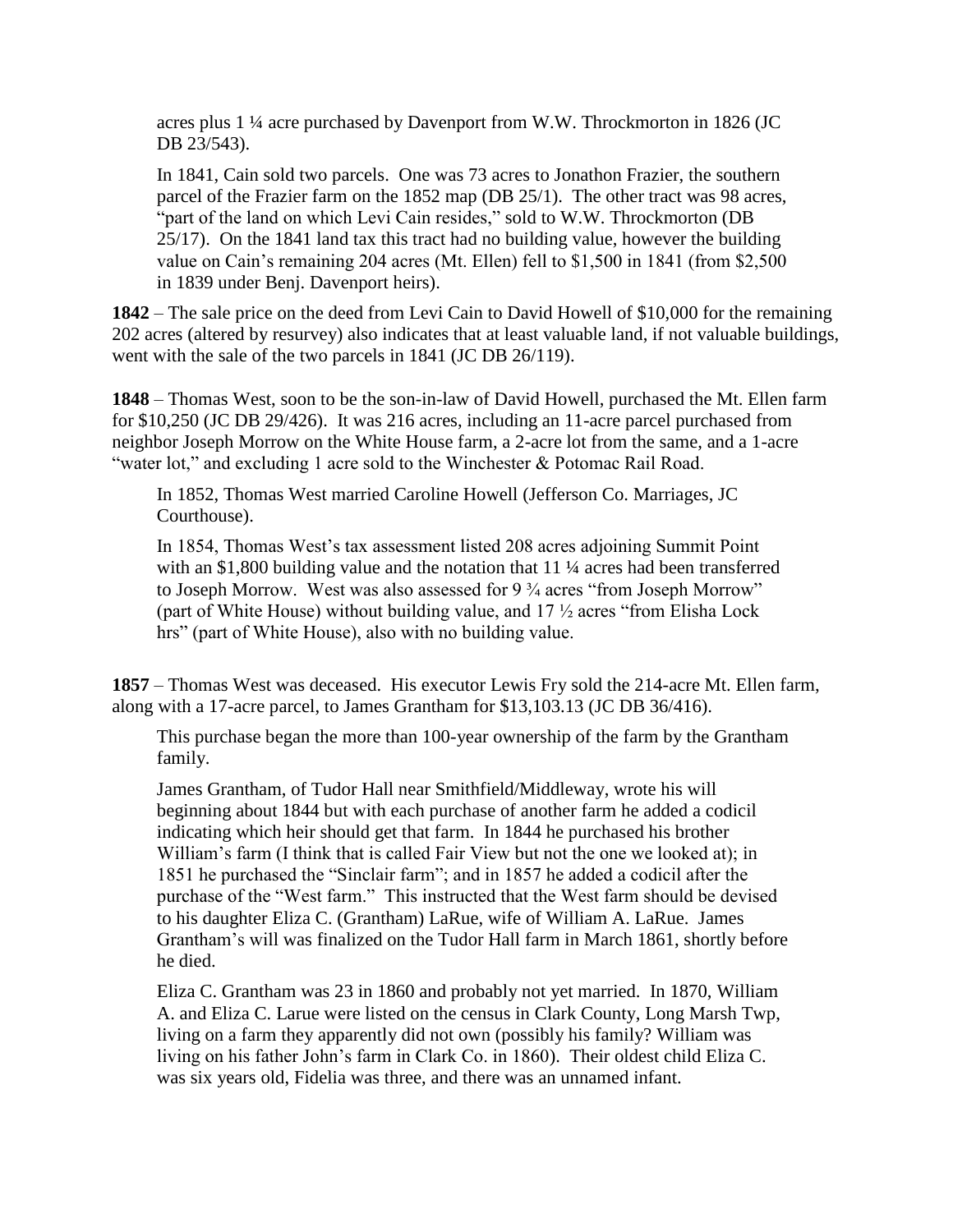acres plus 1 ¼ acre purchased by Davenport from W.W. Throckmorton in 1826 (JC DB 23/543).

In 1841, Cain sold two parcels. One was 73 acres to Jonathon Frazier, the southern parcel of the Frazier farm on the 1852 map (DB 25/1). The other tract was 98 acres, "part of the land on which Levi Cain resides," sold to W.W. Throckmorton (DB 25/17). On the 1841 land tax this tract had no building value, however the building value on Cain's remaining 204 acres (Mt. Ellen) fell to $1,500 in 1841 (from $2,500 in 1839 under Benj. Davenport heirs).

**1842** – The sale price on the deed from Levi Cain to David Howell of $10,000 for the remaining 202 acres (altered by resurvey) also indicates that at least valuable land, if not valuable buildings, went with the sale of the two parcels in 1841 (JC DB 26/119).

**1848** – Thomas West, soon to be the son-in-law of David Howell, purchased the Mt. Ellen farm for $10,250 (JC DB 29/426). It was 216 acres, including an 11-acre parcel purchased from neighbor Joseph Morrow on the White House farm, a 2-acre lot from the same, and a 1-acre "water lot," and excluding 1 acre sold to the Winchester & Potomac Rail Road.

In 1852, Thomas West married Caroline Howell (Jefferson Co. Marriages, JC Courthouse).

In 1854, Thomas West's tax assessment listed 208 acres adjoining Summit Point with an $1,800 building value and the notation that 11 ¼ acres had been transferred to Joseph Morrow. West was also assessed for 9 ¾ acres "from Joseph Morrow" (part of White House) without building value, and 17 ½ acres "from Elisha Lock hrs" (part of White House), also with no building value.

**1857** – Thomas West was deceased. His executor Lewis Fry sold the 214-acre Mt. Ellen farm, along with a 17-acre parcel, to James Grantham for $13,103.13 (JC DB 36/416).

This purchase began the more than 100-year ownership of the farm by the Grantham family.

James Grantham, of Tudor Hall near Smithfield/Middleway, wrote his will beginning about 1844 but with each purchase of another farm he added a codicil indicating which heir should get that farm. In 1844 he purchased his brother William's farm (I think that is called Fair View but not the one we looked at); in 1851 he purchased the "Sinclair farm"; and in 1857 he added a codicil after the purchase of the "West farm." This instructed that the West farm should be devised to his daughter Eliza C. (Grantham) LaRue, wife of William A. LaRue. James Grantham's will was finalized on the Tudor Hall farm in March 1861, shortly before he died.

Eliza C. Grantham was 23 in 1860 and probably not yet married. In 1870, William A. and Eliza C. Larue were listed on the census in Clark County, Long Marsh Twp, living on a farm they apparently did not own (possibly his family? William was living on his father John's farm in Clark Co. in 1860). Their oldest child Eliza C. was six years old, Fidelia was three, and there was an unnamed infant.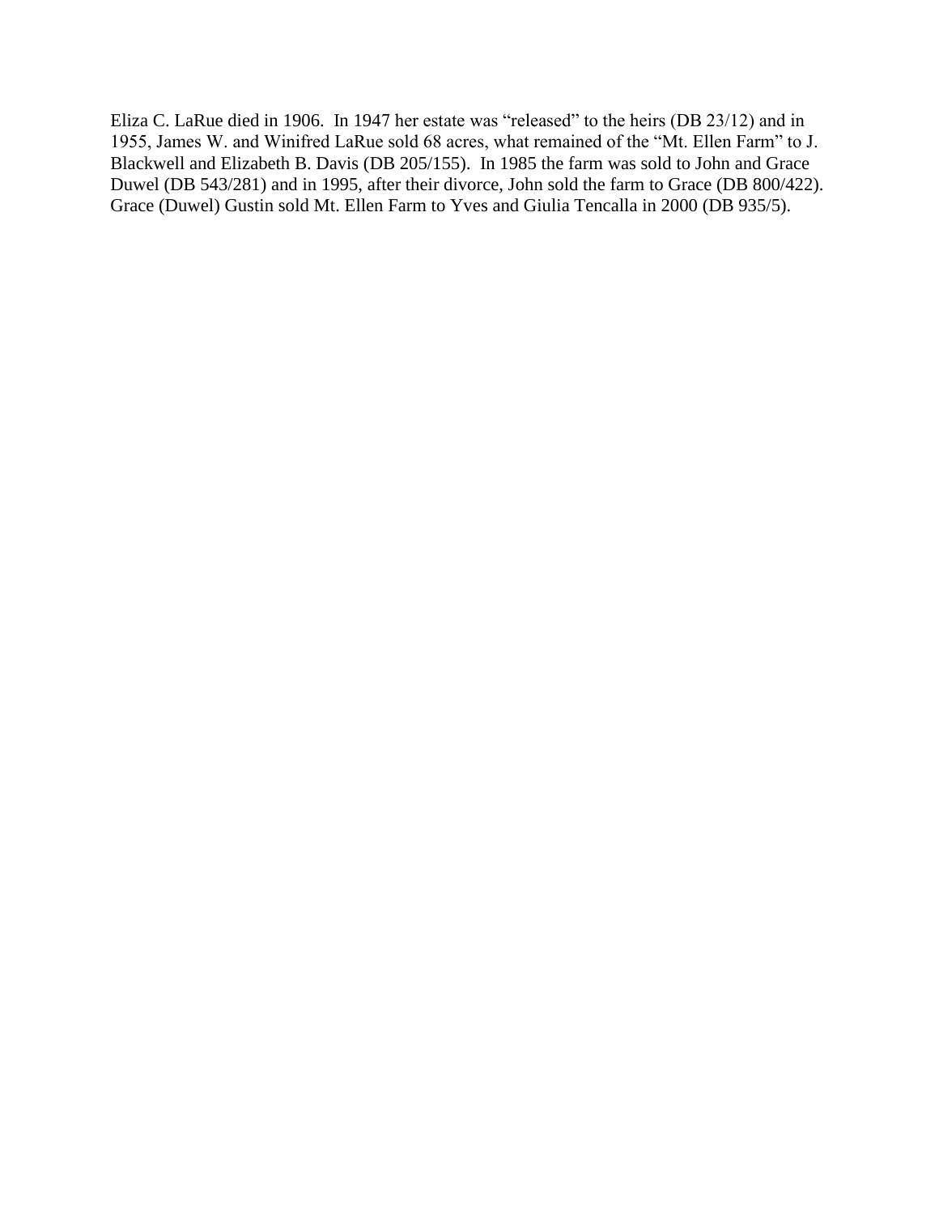Eliza C. LaRue died in 1906. In 1947 her estate was "released" to the heirs (DB 23/12) and in 1955, James W. and Winifred LaRue sold 68 acres, what remained of the "Mt. Ellen Farm" to J. Blackwell and Elizabeth B. Davis (DB 205/155). In 1985 the farm was sold to John and Grace Duwel (DB 543/281) and in 1995, after their divorce, John sold the farm to Grace (DB 800/422). Grace (Duwel) Gustin sold Mt. Ellen Farm to Yves and Giulia Tencalla in 2000 (DB 935/5).